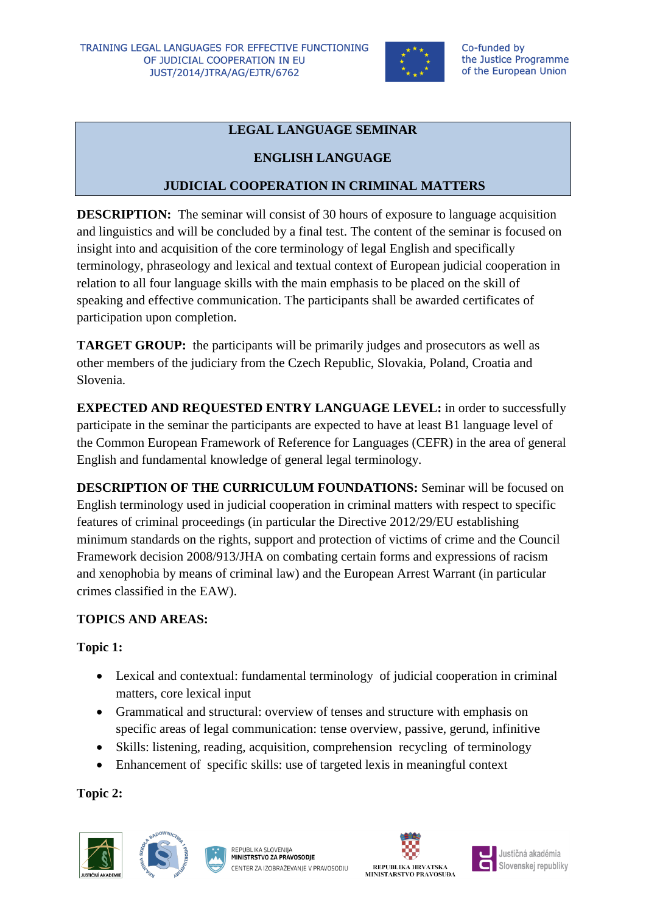TRAINING LEGAL LANGUAGES FOR EFFECTIVE FUNCTIONING OF JUDICIAL COOPERATION IN EU
JUST/2014/JTRA/AG/EJTR/6762

Co-funded by the Justice Programme of the European Union

# LEGAL LANGUAGE SEMINAR

## ENGLISH LANGUAGE

## JUDICIAL COOPERATION IN CRIMINAL MATTERS

**DESCRIPTION:** The seminar will consist of 30 hours of exposure to language acquisition and linguistics and will be concluded by a final test. The content of the seminar is focused on insight into and acquisition of the core terminology of legal English and specifically terminology, phraseology and lexical and textual context of European judicial cooperation in relation to all four language skills with the main emphasis to be placed on the skill of speaking and effective communication. The participants shall be awarded certificates of participation upon completion.

**TARGET GROUP:** the participants will be primarily judges and prosecutors as well as other members of the judiciary from the Czech Republic, Slovakia, Poland, Croatia and Slovenia.

**EXPECTED AND REQUESTED ENTRY LANGUAGE LEVEL:** in order to successfully participate in the seminar the participants are expected to have at least B1 language level of the Common European Framework of Reference for Languages (CEFR) in the area of general English and fundamental knowledge of general legal terminology.

**DESCRIPTION OF THE CURRICULUM FOUNDATIONS:** Seminar will be focused on English terminology used in judicial cooperation in criminal matters with respect to specific features of criminal proceedings (in particular the Directive 2012/29/EU establishing minimum standards on the rights, support and protection of victims of crime and the Council Framework decision 2008/913/JHA on combating certain forms and expressions of racism and xenophobia by means of criminal law) and the European Arrest Warrant (in particular crimes classified in the EAW).

**TOPICS AND AREAS:**

**Topic 1:**

- Lexical and contextual: fundamental terminology of judicial cooperation in criminal matters, core lexical input
- Grammatical and structural: overview of tenses and structure with emphasis on specific areas of legal communication: tense overview, passive, gerund, infinitive
- Skills: listening, reading, acquisition, comprehension recycling of terminology
- Enhancement of specific skills: use of targeted lexis in meaningful context

**Topic 2:**

JUSTIČNÍ AKADEMIE | KRAJOWA SZKOŁA SĄDOWNICTWA I PROKURATURY | REPUBLIKA SLOVENIJA MINISTRSTVO ZA PRAVOSODJE CENTER ZA IZOBRAŽEVANJE V PRAVOSODJU | REPUBLIKA HRVATSKA MINISTARSTVO PRAVOSUDA | Justičná akadémia Slovenskej republiky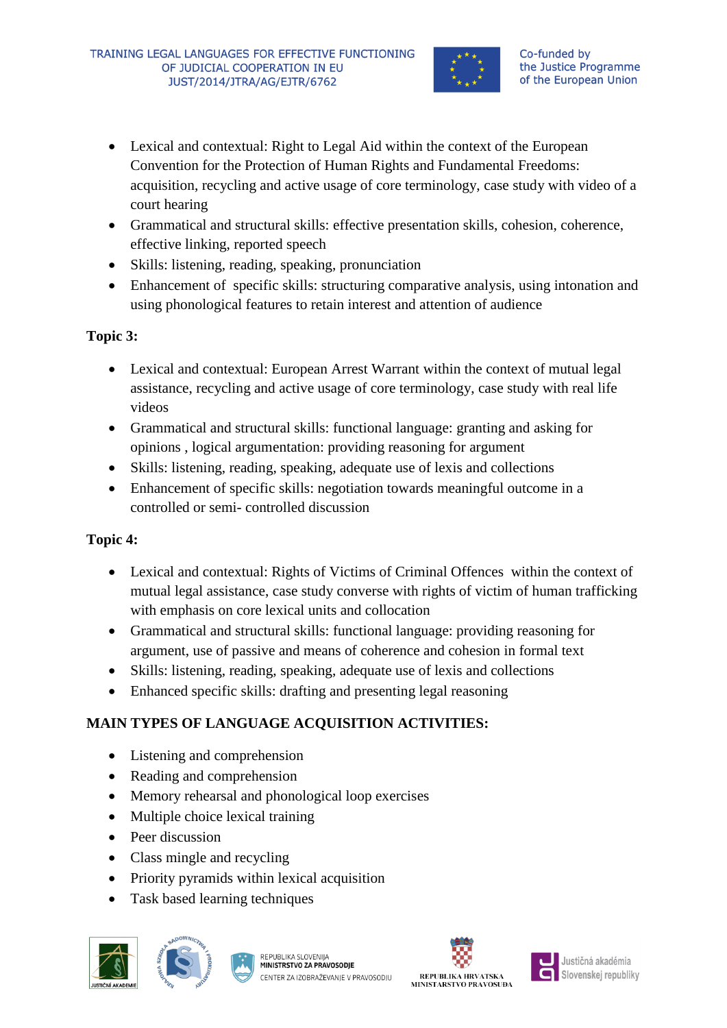- Lexical and contextual: Right to Legal Aid within the context of the European Convention for the Protection of Human Rights and Fundamental Freedoms: acquisition, recycling and active usage of core terminology, case study with video of a court hearing
- Grammatical and structural skills: effective presentation skills, cohesion, coherence, effective linking, reported speech
- Skills: listening, reading, speaking, pronunciation
- Enhancement of specific skills: structuring comparative analysis, using intonation and using phonological features to retain interest and attention of audience

**Topic 3:**

- Lexical and contextual: European Arrest Warrant within the context of mutual legal assistance, recycling and active usage of core terminology, case study with real life videos
- Grammatical and structural skills: functional language: granting and asking for opinions , logical argumentation: providing reasoning for argument
- Skills: listening, reading, speaking, adequate use of lexis and collections
- Enhancement of specific skills: negotiation towards meaningful outcome in a controlled or semi- controlled discussion

**Topic 4:**

- Lexical and contextual: Rights of Victims of Criminal Offences within the context of mutual legal assistance, case study converse with rights of victim of human trafficking with emphasis on core lexical units and collocation
- Grammatical and structural skills: functional language: providing reasoning for argument, use of passive and means of coherence and cohesion in formal text
- Skills: listening, reading, speaking, adequate use of lexis and collections
- Enhanced specific skills: drafting and presenting legal reasoning

**MAIN TYPES OF LANGUAGE ACQUISITION ACTIVITIES:**

- Listening and comprehension
- Reading and comprehension
- Memory rehearsal and phonological loop exercises
- Multiple choice lexical training
- Peer discussion
- Class mingle and recycling
- Priority pyramids within lexical acquisition
- Task based learning techniques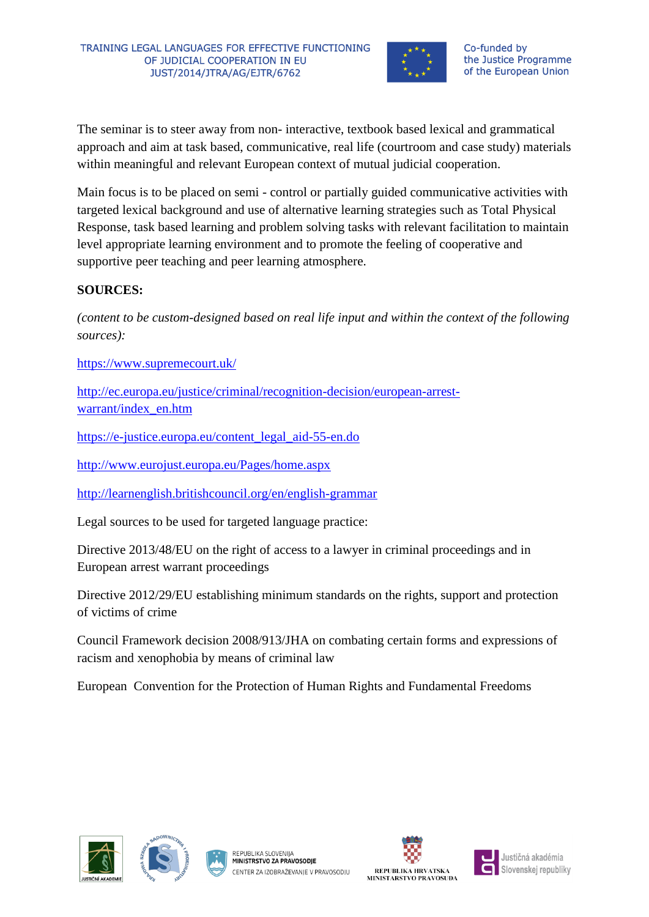The seminar is to steer away from non- interactive, textbook based lexical and grammatical approach and aim at task based, communicative, real life (courtroom and case study) materials within meaningful and relevant European context of mutual judicial cooperation.

Main focus is to be placed on semi - control or partially guided communicative activities with targeted lexical background and use of alternative learning strategies such as Total Physical Response, task based learning and problem solving tasks with relevant facilitation to maintain level appropriate learning environment and to promote the feeling of cooperative and supportive peer teaching and peer learning atmosphere.

**SOURCES:**

*(content to be custom-designed based on real life input and within the context of the following sources):*

https://www.supremecourt.uk/

http://ec.europa.eu/justice/criminal/recognition-decision/european-arrest-warrant/index_en.htm

https://e-justice.europa.eu/content_legal_aid-55-en.do

http://www.eurojust.europa.eu/Pages/home.aspx

http://learnenglish.britishcouncil.org/en/english-grammar

Legal sources to be used for targeted language practice:

Directive 2013/48/EU on the right of access to a lawyer in criminal proceedings and in European arrest warrant proceedings

Directive 2012/29/EU establishing minimum standards on the rights, support and protection of victims of crime

Council Framework decision 2008/913/JHA on combating certain forms and expressions of racism and xenophobia by means of criminal law

European Convention for the Protection of Human Rights and Fundamental Freedoms